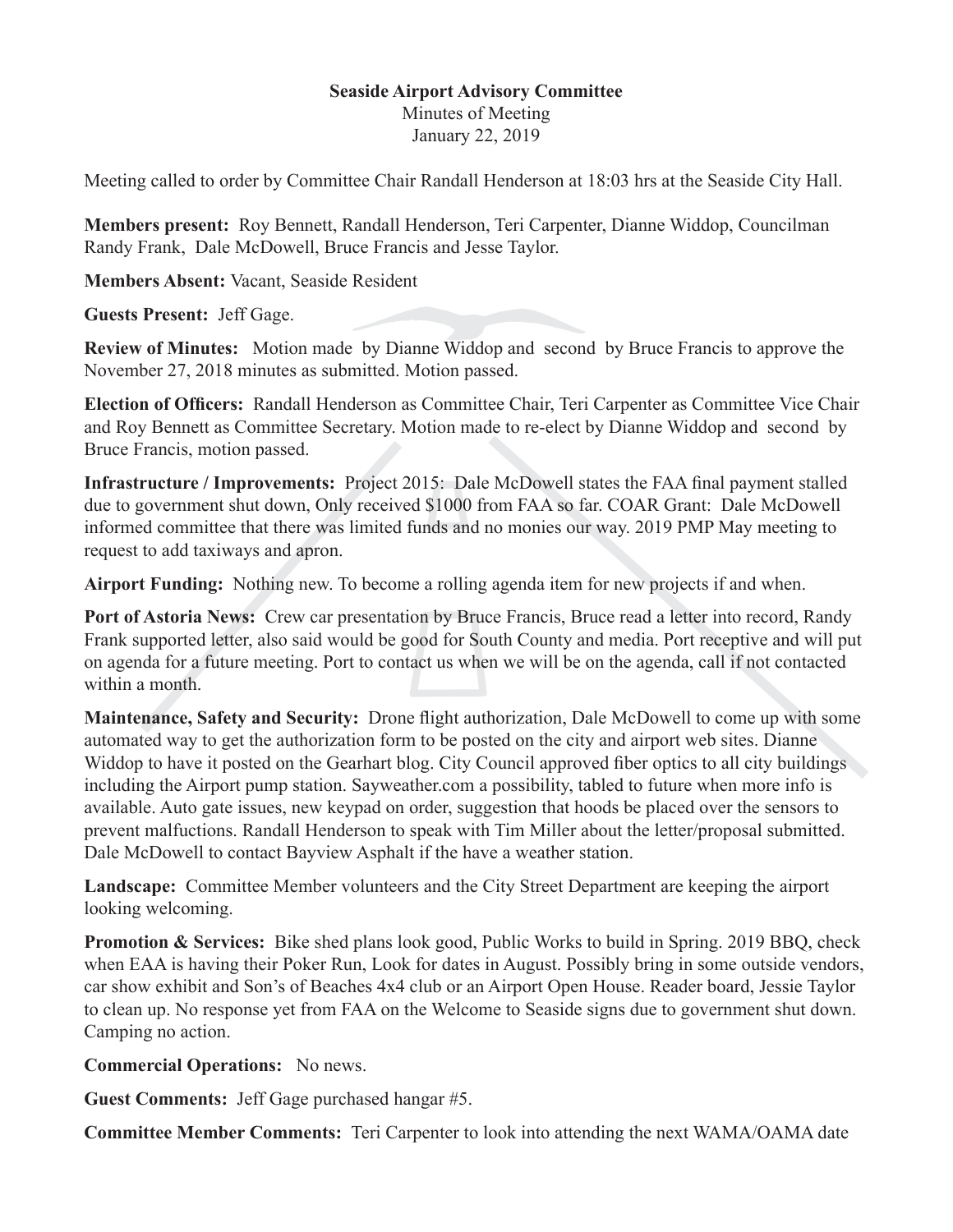**Seaside Airport Advisory Committee**
Minutes of Meeting
January 22, 2019

Meeting called to order by Committee Chair Randall Henderson at 18:03 hrs at the Seaside City Hall.

**Members present:** Roy Bennett, Randall Henderson, Teri Carpenter, Dianne Widdop, Councilman Randy Frank, Dale McDowell, Bruce Francis and Jesse Taylor.

**Members Absent:** Vacant, Seaside Resident

**Guests Present:** Jeff Gage.

**Review of Minutes:** Motion made by Dianne Widdop and second by Bruce Francis to approve the November 27, 2018 minutes as submitted. Motion passed.

**Election of Officers:** Randall Henderson as Committee Chair, Teri Carpenter as Committee Vice Chair and Roy Bennett as Committee Secretary. Motion made to re-elect by Dianne Widdop and second by Bruce Francis, motion passed.

**Infrastructure / Improvements:** Project 2015: Dale McDowell states the FAA final payment stalled due to government shut down, Only received $1000 from FAA so far. COAR Grant: Dale McDowell informed committee that there was limited funds and no monies our way. 2019 PMP May meeting to request to add taxiways and apron.

**Airport Funding:** Nothing new. To become a rolling agenda item for new projects if and when.

**Port of Astoria News:** Crew car presentation by Bruce Francis, Bruce read a letter into record, Randy Frank supported letter, also said would be good for South County and media. Port receptive and will put on agenda for a future meeting. Port to contact us when we will be on the agenda, call if not contacted within a month.

**Maintenance, Safety and Security:** Drone flight authorization, Dale McDowell to come up with some automated way to get the authorization form to be posted on the city and airport web sites. Dianne Widdop to have it posted on the Gearhart blog. City Council approved fiber optics to all city buildings including the Airport pump station. Sayweather.com a possibility, tabled to future when more info is available. Auto gate issues, new keypad on order, suggestion that hoods be placed over the sensors to prevent malfuctions. Randall Henderson to speak with Tim Miller about the letter/proposal submitted. Dale McDowell to contact Bayview Asphalt if the have a weather station.

**Landscape:** Committee Member volunteers and the City Street Department are keeping the airport looking welcoming.

**Promotion & Services:** Bike shed plans look good, Public Works to build in Spring. 2019 BBQ, check when EAA is having their Poker Run, Look for dates in August. Possibly bring in some outside vendors, car show exhibit and Son's of Beaches 4x4 club or an Airport Open House. Reader board, Jessie Taylor to clean up. No response yet from FAA on the Welcome to Seaside signs due to government shut down. Camping no action.

**Commercial Operations:** No news.

**Guest Comments:** Jeff Gage purchased hangar #5.

**Committee Member Comments:** Teri Carpenter to look into attending the next WAMA/OAMA date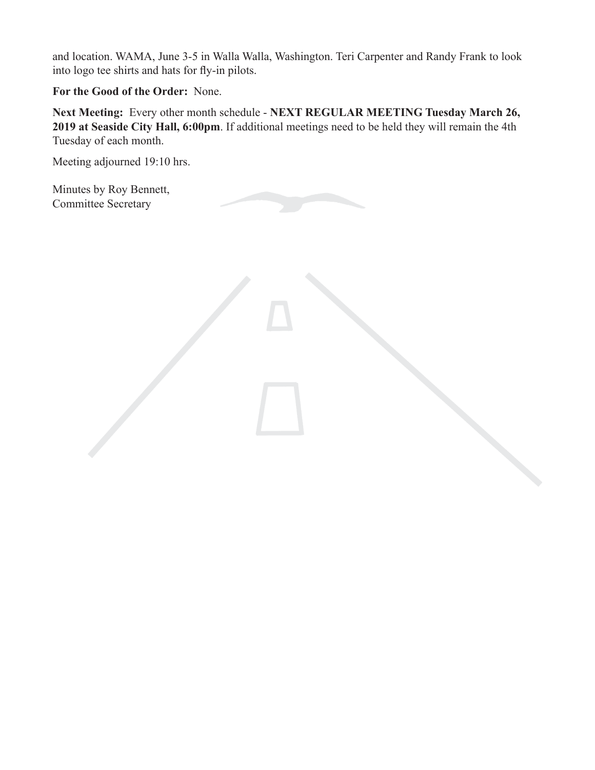and location. WAMA, June 3-5 in Walla Walla, Washington. Teri Carpenter and Randy Frank to look into logo tee shirts and hats for fly-in pilots.

**For the Good of the Order:** None.

**Next Meeting:** Every other month schedule - **NEXT REGULAR MEETING Tuesday March 26, 2019 at Seaside City Hall, 6:00pm**. If additional meetings need to be held they will remain the 4th Tuesday of each month.

Meeting adjourned 19:10 hrs.

Minutes by Roy Bennett,
Committee Secretary